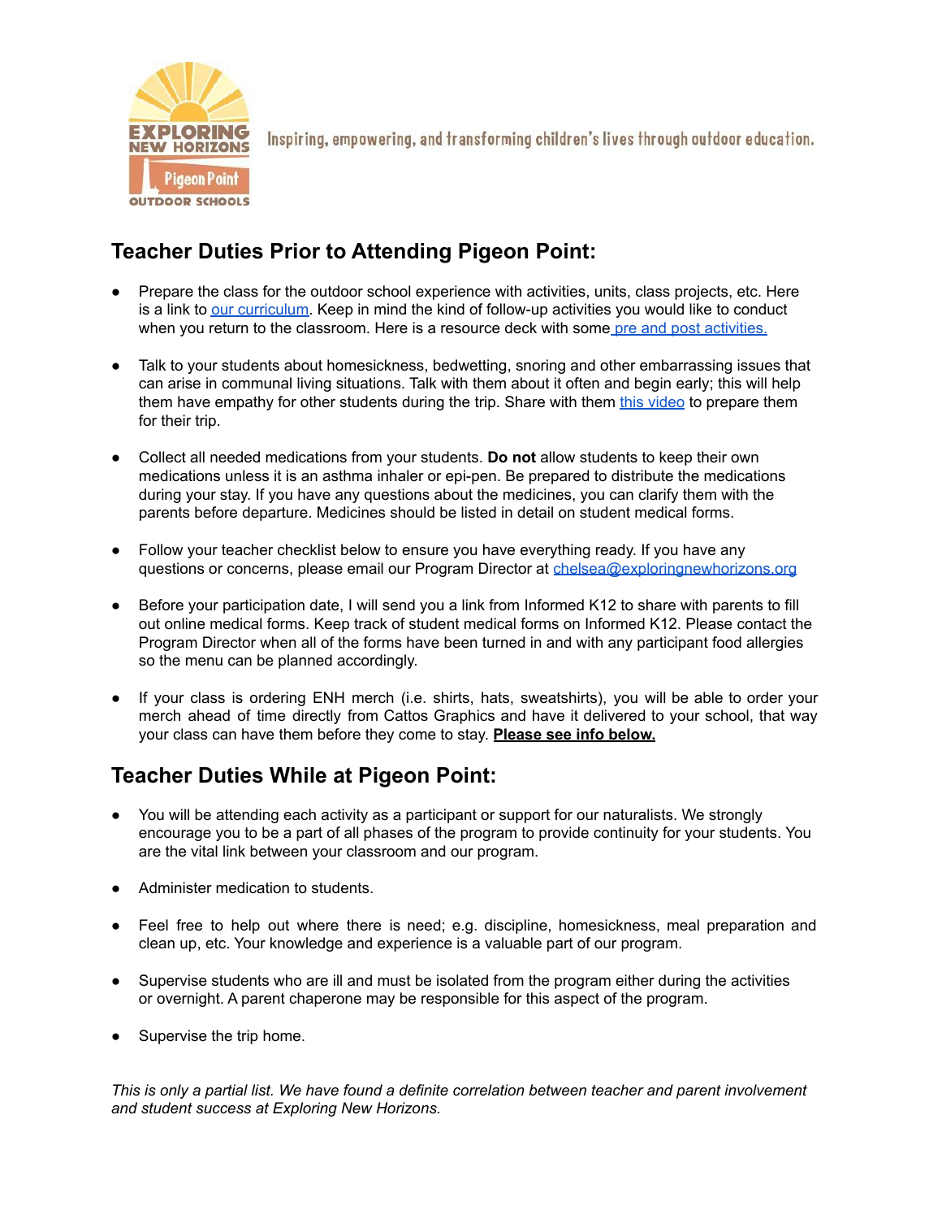Inspiring, empowering, and transforming children's lives through outdoor education.

## Teacher Duties Prior to Attending Pigeon Point:

- Prepare the class for the outdoor school experience with activities, units, class projects, etc. Here is a link to our curriculum. Keep in mind the kind of follow-up activities you would like to conduct when you return to the classroom. Here is a resource deck with some pre and post activities.

- Talk to your students about homesickness, bedwetting, snoring and other embarrassing issues that can arise in communal living situations. Talk with them about it often and begin early; this will help them have empathy for other students during the trip. Share with them this video to prepare them for their trip.

- Collect all needed medications from your students. **Do not** allow students to keep their own medications unless it is an asthma inhaler or epi-pen. Be prepared to distribute the medications during your stay. If you have any questions about the medicines, you can clarify them with the parents before departure. Medicines should be listed in detail on student medical forms.

- Follow your teacher checklist below to ensure you have everything ready. If you have any questions or concerns, please email our Program Director at chelsea@exploringnewhorizons.org

- Before your participation date, I will send you a link from Informed K12 to share with parents to fill out online medical forms. Keep track of student medical forms on Informed K12. Please contact the Program Director when all of the forms have been turned in and with any participant food allergies so the menu can be planned accordingly.

- If your class is ordering ENH merch (i.e. shirts, hats, sweatshirts), you will be able to order your merch ahead of time directly from Cattos Graphics and have it delivered to your school, that way your class can have them before they come to stay. **Please see info below.**

## Teacher Duties While at Pigeon Point:

- You will be attending each activity as a participant or support for our naturalists. We strongly encourage you to be a part of all phases of the program to provide continuity for your students. You are the vital link between your classroom and our program.

- Administer medication to students.

- Feel free to help out where there is need; e.g. discipline, homesickness, meal preparation and clean up, etc. Your knowledge and experience is a valuable part of our program.

- Supervise students who are ill and must be isolated from the program either during the activities or overnight. A parent chaperone may be responsible for this aspect of the program.

- Supervise the trip home.

*This is only a partial list. We have found a definite correlation between teacher and parent involvement and student success at Exploring New Horizons.*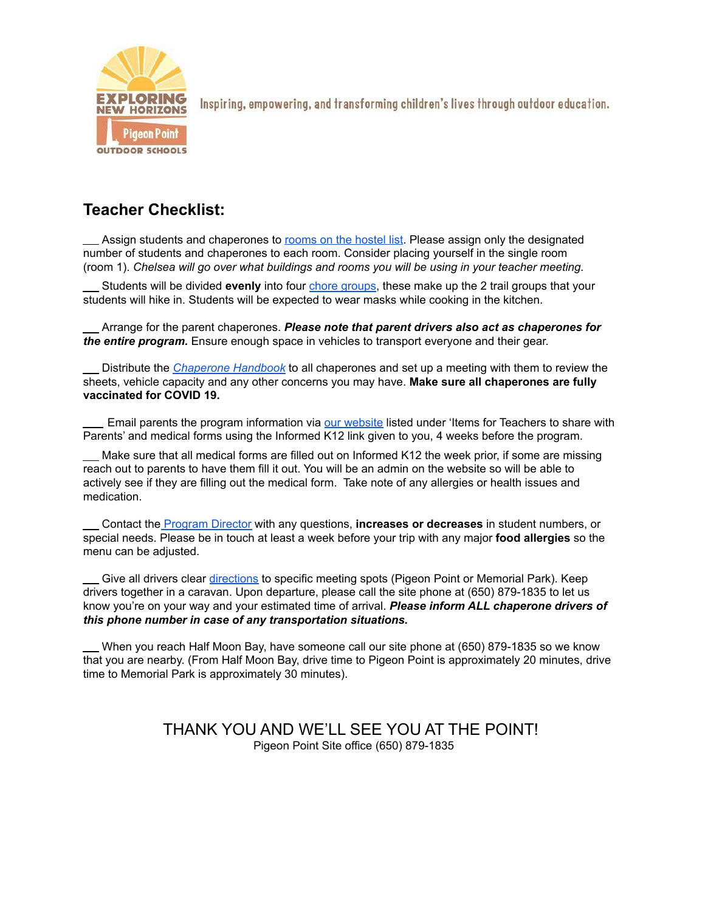Inspiring, empowering, and transforming children's lives through outdoor education.

## Teacher Checklist:

___ Assign students and chaperones to rooms on the hostel list. Please assign only the designated number of students and chaperones to each room. Consider placing yourself in the single room (room 1). *Chelsea will go over what buildings and rooms you will be using in your teacher meeting.*

___ Students will be divided **evenly** into four chore groups, these make up the 2 trail groups that your students will hike in. Students will be expected to wear masks while cooking in the kitchen.

___ Arrange for the parent chaperones. ***Please note that parent drivers also act as chaperones for the entire program.*** Ensure enough space in vehicles to transport everyone and their gear.

___ Distribute the *Chaperone Handbook* to all chaperones and set up a meeting with them to review the sheets, vehicle capacity and any other concerns you may have. **Make sure all chaperones are fully vaccinated for COVID 19.**

___ Email parents the program information via our website listed under 'Items for Teachers to share with Parents' and medical forms using the Informed K12 link given to you, 4 weeks before the program.

___ Make sure that all medical forms are filled out on Informed K12 the week prior, if some are missing reach out to parents to have them fill it out. You will be an admin on the website so will be able to actively see if they are filling out the medical form. Take note of any allergies or health issues and medication.

___ Contact the Program Director with any questions, **increases or decreases** in student numbers, or special needs. Please be in touch at least a week before your trip with any major **food allergies** so the menu can be adjusted.

___ Give all drivers clear directions to specific meeting spots (Pigeon Point or Memorial Park). Keep drivers together in a caravan. Upon departure, please call the site phone at (650) 879-1835 to let us know you're on your way and your estimated time of arrival. ***Please inform ALL chaperone drivers of this phone number in case of any transportation situations.***

___ When you reach Half Moon Bay, have someone call our site phone at (650) 879-1835 so we know that you are nearby. (From Half Moon Bay, drive time to Pigeon Point is approximately 20 minutes, drive time to Memorial Park is approximately 30 minutes).

THANK YOU AND WE'LL SEE YOU AT THE POINT!

Pigeon Point Site office (650) 879-1835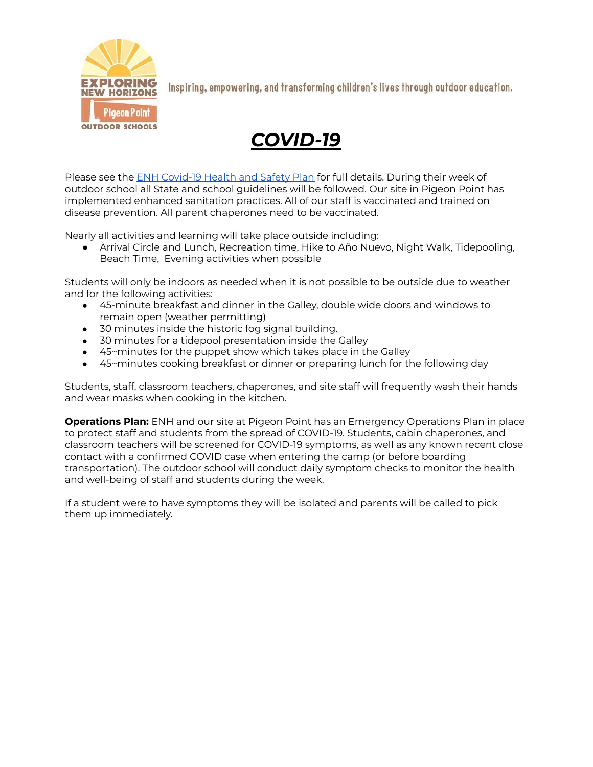Inspiring, empowering, and transforming children's lives through outdoor education.

# ***COVID-19***

Please see the [ENH Covid-19 Health and Safety Plan] for full details. During their week of outdoor school all State and school guidelines will be followed. Our site in Pigeon Point has implemented enhanced sanitation practices. All of our staff is vaccinated and trained on disease prevention. All parent chaperones need to be vaccinated.

Nearly all activities and learning will take place outside including:

- Arrival Circle and Lunch, Recreation time, Hike to Año Nuevo, Night Walk, Tidepooling, Beach Time, Evening activities when possible

Students will only be indoors as needed when it is not possible to be outside due to weather and for the following activities:

- 45-minute breakfast and dinner in the Galley, double wide doors and windows to remain open (weather permitting)
- 30 minutes inside the historic fog signal building.
- 30 minutes for a tidepool presentation inside the Galley
- 45~minutes for the puppet show which takes place in the Galley
- 45~minutes cooking breakfast or dinner or preparing lunch for the following day

Students, staff, classroom teachers, chaperones, and site staff will frequently wash their hands and wear masks when cooking in the kitchen.

**Operations Plan:** ENH and our site at Pigeon Point has an Emergency Operations Plan in place to protect staff and students from the spread of COVID-19. Students, cabin chaperones, and classroom teachers will be screened for COVID-19 symptoms, as well as any known recent close contact with a confirmed COVID case when entering the camp (or before boarding transportation). The outdoor school will conduct daily symptom checks to monitor the health and well-being of staff and students during the week.

If a student were to have symptoms they will be isolated and parents will be called to pick them up immediately.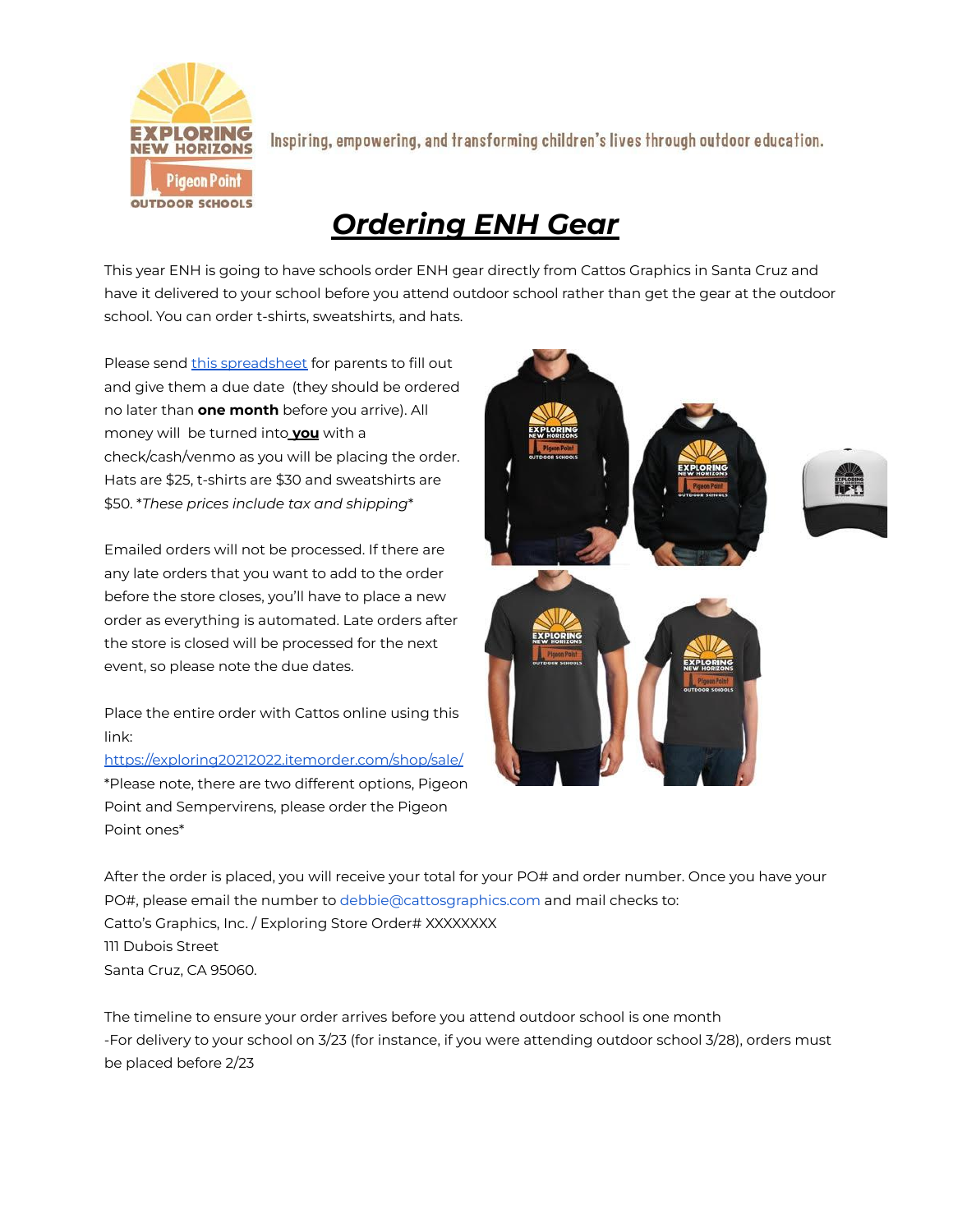Inspiring, empowering, and transforming children's lives through outdoor education.

# ***Ordering ENH Gear***

This year ENH is going to have schools order ENH gear directly from Cattos Graphics in Santa Cruz and have it delivered to your school before you attend outdoor school rather than get the gear at the outdoor school. You can order t-shirts, sweatshirts, and hats.

Please send [this spreadsheet]() for parents to fill out and give them a due date (they should be ordered no later than **one month** before you arrive). All money will be turned into **you** with a check/cash/venmo as you will be placing the order. Hats are $25, t-shirts are $30 and sweatshirts are $50. **These prices include tax and shipping**

Emailed orders will not be processed. If there are any late orders that you want to add to the order before the store closes, you'll have to place a new order as everything is automated. Late orders after the store is closed will be processed for the next event, so please note the due dates.

Place the entire order with Cattos online using this link:
[https://exploring20212022.itemorder.com/shop/sale/](https://exploring20212022.itemorder.com/shop/sale/)
*Please note, there are two different options, Pigeon Point and Sempervirens, please order the Pigeon Point ones*

After the order is placed, you will receive your total for your PO# and order number. Once you have your PO#, please email the number to debbie@cattosgraphics.com and mail checks to:
Catto's Graphics, Inc. / Exploring Store Order# XXXXXXXX
111 Dubois Street
Santa Cruz, CA 95060.

The timeline to ensure your order arrives before you attend outdoor school is one month
-For delivery to your school on 3/23 (for instance, if you were attending outdoor school 3/28), orders must be placed before 2/23